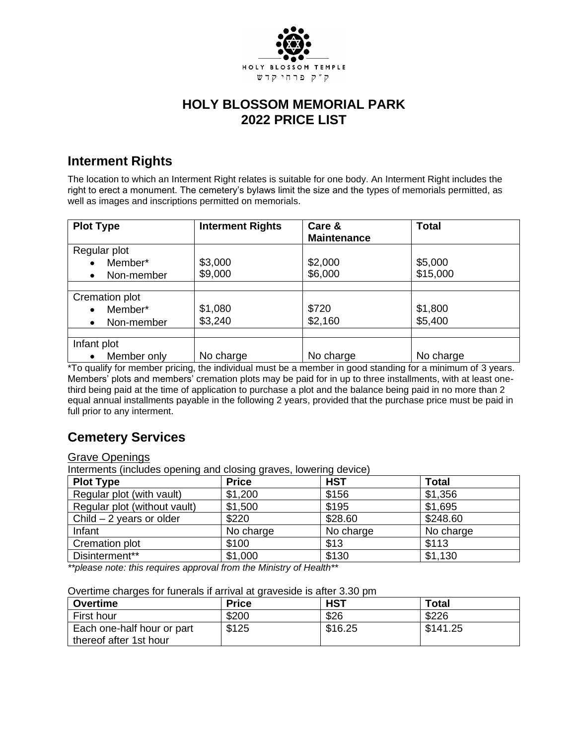HOLY BLOSSOM TEMPLE
ק״ק פרחי קדש

# HOLY BLOSSOM MEMORIAL PARK 2022 PRICE LIST

## Interment Rights

The location to which an Interment Right relates is suitable for one body. An Interment Right includes the right to erect a monument. The cemetery's bylaws limit the size and the types of memorials permitted, as well as images and inscriptions permitted on memorials.

| Plot Type | Interment Rights | Care & Maintenance | Total |
|---|---|---|---|
| Regular plot | | | |
| • Member* | $3,000 | $2,000 | $5,000 |
| • Non-member | $9,000 | $6,000 | $15,000 |
| | | | |
| Cremation plot | | | |
| • Member* | $1,080 | $720 | $1,800 |
| • Non-member | $3,240 | $2,160 | $5,400 |
| | | | |
| Infant plot | | | |
| • Member only | No charge | No charge | No charge |

*To qualify for member pricing, the individual must be a member in good standing for a minimum of 3 years. Members' plots and members' cremation plots may be paid for in up to three installments, with at least one-third being paid at the time of application to purchase a plot and the balance being paid in no more than 2 equal annual installments payable in the following 2 years, provided that the purchase price must be paid in full prior to any interment.

## Cemetery Services

### Grave Openings

Interments (includes opening and closing graves, lowering device)

| Plot Type | Price | HST | Total |
|---|---|---|---|
| Regular plot (with vault) | $1,200 | $156 | $1,356 |
| Regular plot (without vault) | $1,500 | $195 | $1,695 |
| Child – 2 years or older | $220 | $28.60 | $248.60 |
| Infant | No charge | No charge | No charge |
| Cremation plot | $100 | $13 | $113 |
| Disinterment** | $1,000 | $130 | $1,130 |

*\*\*please note: this requires approval from the Ministry of Health\*\**

Overtime charges for funerals if arrival at graveside is after 3.30 pm

| Overtime | Price | HST | Total |
|---|---|---|---|
| First hour | $200 | $26 | $226 |
| Each one-half hour or part thereof after 1st hour | $125 | $16.25 | $141.25 |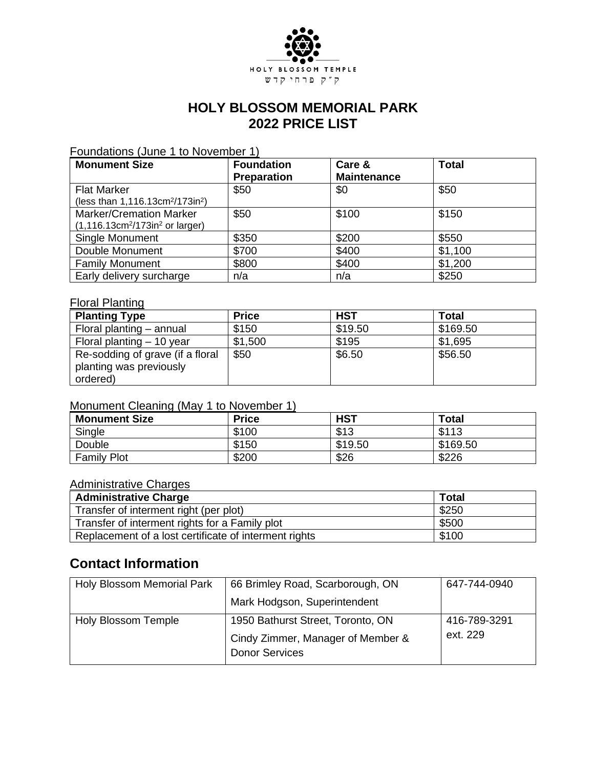HOLY BLOSSOM TEMPLE

ק״ק פרחי קדש

# HOLY BLOSSOM MEMORIAL PARK
# 2022 PRICE LIST

Foundations (June 1 to November 1)

| Monument Size | Foundation Preparation | Care & Maintenance | Total |
|---|---|---|---|
| Flat Marker (less than 1,116.13cm$^2$/173in$^2$) | $50 | $0 | $50 |
| Marker/Cremation Marker (1,116.13cm$^2$/173in$^2$ or larger) | $50 | $100 | $150 |
| Single Monument | $350 | $200 | $550 |
| Double Monument | $700 | $400 | $1,100 |
| Family Monument | $800 | $400 | $1,200 |
| Early delivery surcharge | n/a | n/a | $250 |

Floral Planting

| Planting Type | Price | HST | Total |
|---|---|---|---|
| Floral planting – annual | $150 | $19.50 | $169.50 |
| Floral planting – 10 year | $1,500 | $195 | $1,695 |
| Re-sodding of grave (if a floral planting was previously ordered) | $50 | $6.50 | $56.50 |

Monument Cleaning (May 1 to November 1)

| Monument Size | Price | HST | Total |
|---|---|---|---|
| Single | $100 | $13 | $113 |
| Double | $150 | $19.50 | $169.50 |
| Family Plot | $200 | $26 | $226 |

Administrative Charges

| Administrative Charge | Total |
|---|---|
| Transfer of interment right (per plot) | $250 |
| Transfer of interment rights for a Family plot | $500 |
| Replacement of a lost certificate of interment rights | $100 |

## Contact Information

| | | |
|---|---|---|
| Holy Blossom Memorial Park | 66 Brimley Road, Scarborough, ON<br>Mark Hodgson, Superintendent | 647-744-0940 |
| Holy Blossom Temple | 1950 Bathurst Street, Toronto, ON<br>Cindy Zimmer, Manager of Member & Donor Services | 416-789-3291 ext. 229 |